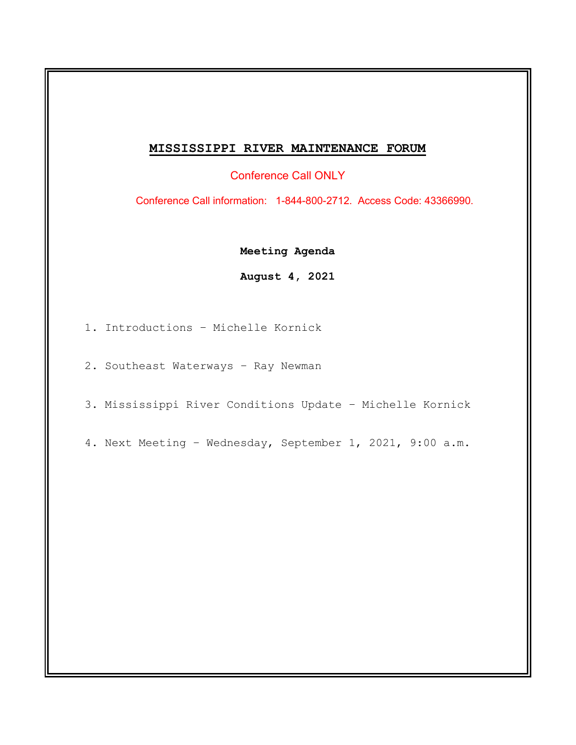# MISSISSIPPI RIVER MAINTENANCE FORUM

Conference Call ONLY

Conference Call information: 1-844-800-2712. Access Code: 43366990.

**Meeting Agenda**

**August 4, 2021**

1. Introductions – Michelle Kornick
2. Southeast Waterways – Ray Newman
3. Mississippi River Conditions Update – Michelle Kornick
4. Next Meeting – Wednesday, September 1, 2021, 9:00 a.m.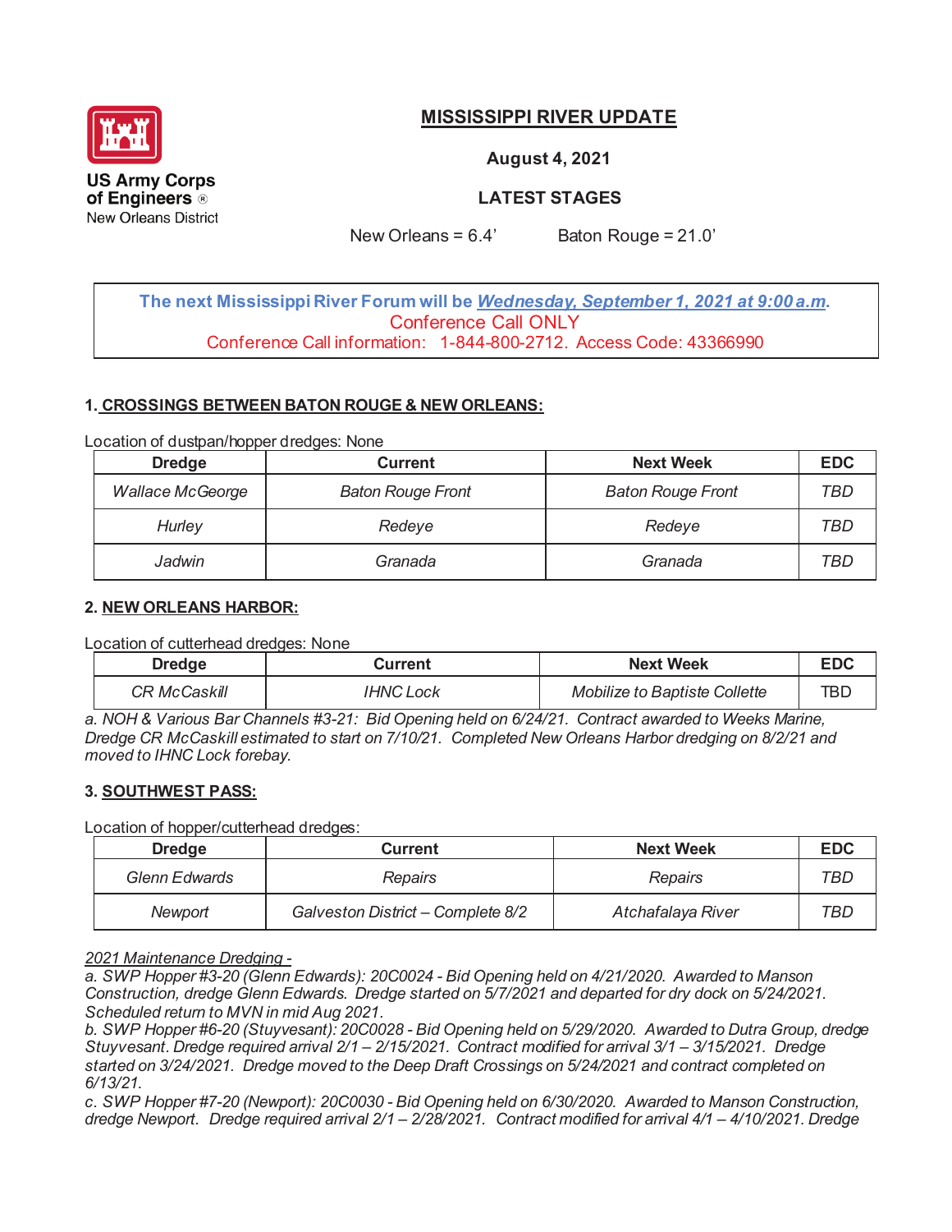US Army Corps of Engineers ®
New Orleans District

# MISSISSIPPI RIVER UPDATE

**August 4, 2021**

**LATEST STAGES**

New Orleans = 6.4' Baton Rouge = 21.0'

**The next Mississippi River Forum will be *Wednesday, September 1, 2021 at 9:00 a.m*.**
Conference Call ONLY
Conference Call information: 1-844-800-2712. Access Code: 43366990

## 1. CROSSINGS BETWEEN BATON ROUGE & NEW ORLEANS:

Location of dustpan/hopper dredges: None

| Dredge | Current | Next Week | EDC |
|---|---|---|---|
| *Wallace McGeorge* | *Baton Rouge Front* | *Baton Rouge Front* | *TBD* |
| *Hurley* | *Redeye* | *Redeye* | *TBD* |
| *Jadwin* | *Granada* | *Granada* | *TBD* |

## 2. NEW ORLEANS HARBOR:

Location of cutterhead dredges: None

| Dredge | Current | Next Week | EDC |
|---|---|---|---|
| *CR McCaskill* | *IHNC Lock* | *Mobilize to Baptiste Collette* | TBD |

*a. NOH & Various Bar Channels #3-21: Bid Opening held on 6/24/21. Contract awarded to Weeks Marine, Dredge CR McCaskill estimated to start on 7/10/21. Completed New Orleans Harbor dredging on 8/2/21 and moved to IHNC Lock forebay.*

## 3. SOUTHWEST PASS:

Location of hopper/cutterhead dredges:

| Dredge | Current | Next Week | EDC |
|---|---|---|---|
| *Glenn Edwards* | *Repairs* | *Repairs* | *TBD* |
| *Newport* | *Galveston District – Complete 8/2* | *Atchafalaya River* | *TBD* |

*2021 Maintenance Dredging -*

*a. SWP Hopper #3-20 (Glenn Edwards): 20C0024 - Bid Opening held on 4/21/2020. Awarded to Manson Construction, dredge Glenn Edwards. Dredge started on 5/7/2021 and departed for dry dock on 5/24/2021. Scheduled return to MVN in mid Aug 2021.*

*b. SWP Hopper #6-20 (Stuyvesant): 20C0028 - Bid Opening held on 5/29/2020. Awarded to Dutra Group, dredge Stuyvesant. Dredge required arrival 2/1 – 2/15/2021. Contract modified for arrival 3/1 – 3/15/2021. Dredge started on 3/24/2021. Dredge moved to the Deep Draft Crossings on 5/24/2021 and contract completed on 6/13/21.*

*c. SWP Hopper #7-20 (Newport): 20C0030 - Bid Opening held on 6/30/2020. Awarded to Manson Construction, dredge Newport. Dredge required arrival 2/1 – 2/28/2021. Contract modified for arrival 4/1 – 4/10/2021. Dredge*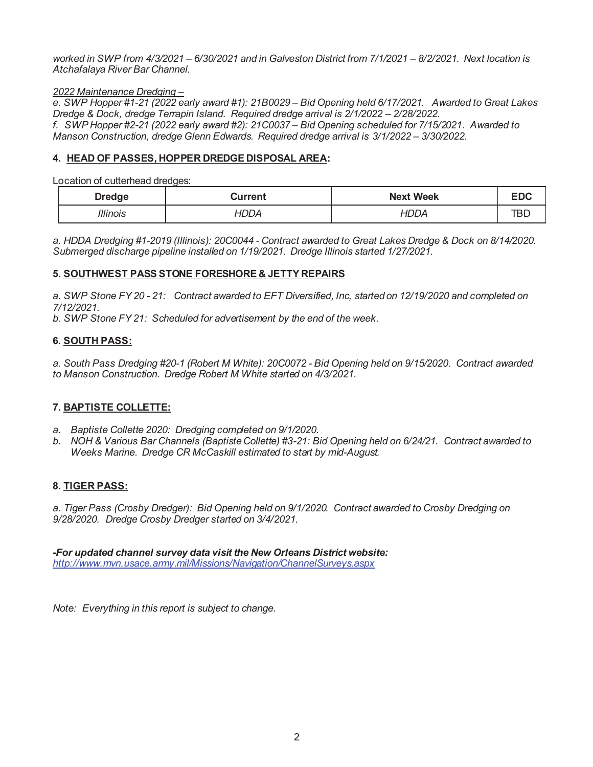*worked in SWP from 4/3/2021 – 6/30/2021 and in Galveston District from 7/1/2021 – 8/2/2021. Next location is Atchafalaya River Bar Channel.*

*2022 Maintenance Dredging –*

*e. SWP Hopper #1-21 (2022 early award #1): 21B0029 – Bid Opening held 6/17/2021. Awarded to Great Lakes Dredge & Dock, dredge Terrapin Island. Required dredge arrival is 2/1/2022 – 2/28/2022.*
*f. SWP Hopper #2-21 (2022 early award #2): 21C0037 – Bid Opening scheduled for 7/15/2021. Awarded to Manson Construction, dredge Glenn Edwards. Required dredge arrival is 3/1/2022 – 3/30/2022.*

## 4. HEAD OF PASSES, HOPPER DREDGE DISPOSAL AREA:

Location of cutterhead dredges:

| Dredge | Current | Next Week | EDC |
|---|---|---|---|
| *Illinois* | *HDDA* | *HDDA* | TBD |

*a. HDDA Dredging #1-2019 (Illinois): 20C0044 - Contract awarded to Great Lakes Dredge & Dock on 8/14/2020. Submerged discharge pipeline installed on 1/19/2021. Dredge Illinois started 1/27/2021.*

## 5. SOUTHWEST PASS STONE FORESHORE & JETTY REPAIRS

*a. SWP Stone FY 20 - 21: Contract awarded to EFT Diversified, Inc, started on 12/19/2020 and completed on 7/12/2021.*
*b. SWP Stone FY 21: Scheduled for advertisement by the end of the week.*

## 6. SOUTH PASS:

*a. South Pass Dredging #20-1 (Robert M White): 20C0072 - Bid Opening held on 9/15/2020. Contract awarded to Manson Construction. Dredge Robert M White started on 4/3/2021.*

## 7. BAPTISTE COLLETTE:

*a. Baptiste Collette 2020: Dredging completed on 9/1/2020.*
*b. NOH & Various Bar Channels (Baptiste Collette) #3-21: Bid Opening held on 6/24/21. Contract awarded to Weeks Marine. Dredge CR McCaskill estimated to start by mid-August.*

## 8. TIGER PASS:

*a. Tiger Pass (Crosby Dredger): Bid Opening held on 9/1/2020. Contract awarded to Crosby Dredging on 9/28/2020. Dredge Crosby Dredger started on 3/4/2021.*

***-For updated channel survey data visit the New Orleans District website:***
*http://www.mvn.usace.army.mil/Missions/Navigation/ChannelSurveys.aspx*

*Note: Everything in this report is subject to change.*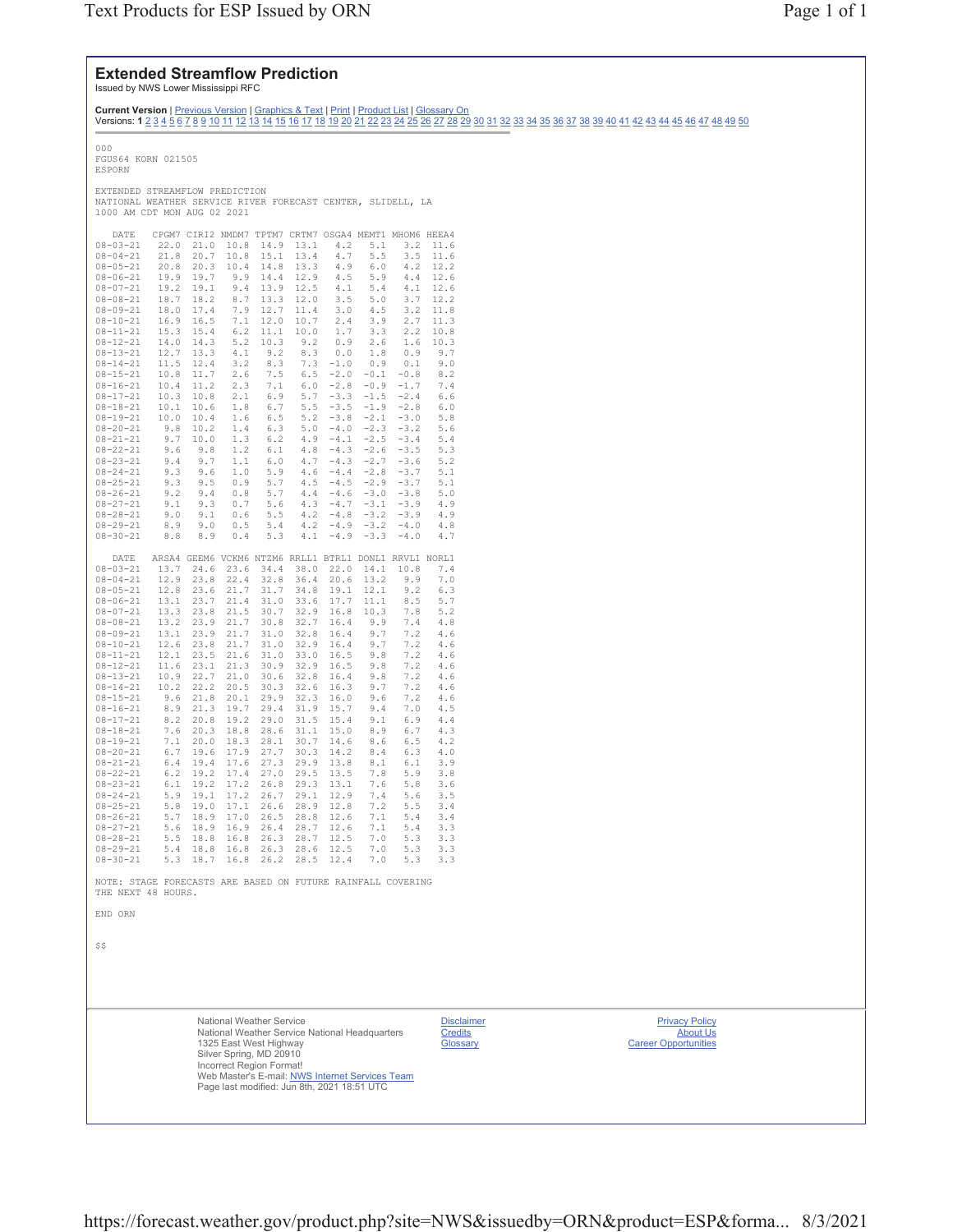# Extended Streamflow Prediction

Issued by NWS Lower Mississippi RFC

**Current Version** | Previous Version | Graphics & Text | Print | Product List | Glossary On
Versions: **1** 2 3 4 5 6 7 8 9 10 11 12 13 14 15 16 17 18 19 20 21 22 23 24 25 26 27 28 29 30 31 32 33 34 35 36 37 38 39 40 41 42 43 44 45 46 47 48 49 50

```
000
FGUS64 KORN 021505
ESPORN

EXTENDED STREAMFLOW PREDICTION
NATIONAL WEATHER SERVICE RIVER FORECAST CENTER, SLIDELL, LA
1000 AM CDT MON AUG 02 2021
```

| DATE | CPGM7 | CIRI2 | NMDM7 | TPTM7 | CRTM7 | OSGA4 | MEMT1 | MHOM6 | HEEA4 |
|---|---|---|---|---|---|---|---|---|---|
| 08-03-21 | 22.0 | 21.0 | 10.8 | 14.9 | 13.1 | 4.2 | 5.1 | 3.2 | 11.6 |
| 08-04-21 | 21.8 | 20.7 | 10.8 | 15.1 | 13.4 | 4.7 | 5.5 | 3.5 | 11.6 |
| 08-05-21 | 20.8 | 20.3 | 10.4 | 14.8 | 13.3 | 4.9 | 6.0 | 4.2 | 12.2 |
| 08-06-21 | 19.9 | 19.7 | 9.9 | 14.4 | 12.9 | 4.5 | 5.9 | 4.4 | 12.6 |
| 08-07-21 | 19.2 | 19.1 | 9.4 | 13.9 | 12.5 | 4.1 | 5.4 | 4.1 | 12.6 |
| 08-08-21 | 18.7 | 18.2 | 8.7 | 13.3 | 12.0 | 3.5 | 5.0 | 3.7 | 12.2 |
| 08-09-21 | 18.0 | 17.4 | 7.9 | 12.7 | 11.4 | 3.0 | 4.5 | 3.2 | 11.8 |
| 08-10-21 | 16.9 | 16.5 | 7.1 | 12.0 | 10.7 | 2.4 | 3.9 | 2.7 | 11.3 |
| 08-11-21 | 15.3 | 15.4 | 6.2 | 11.1 | 10.0 | 1.7 | 3.3 | 2.2 | 10.8 |
| 08-12-21 | 14.0 | 14.3 | 5.2 | 10.3 | 9.2 | 0.9 | 2.6 | 1.6 | 10.3 |
| 08-13-21 | 12.7 | 13.3 | 4.1 | 9.2 | 8.3 | 0.0 | 1.8 | 0.9 | 9.7 |
| 08-14-21 | 11.5 | 12.4 | 3.2 | 8.3 | 7.3 | -1.0 | 0.9 | 0.1 | 9.0 |
| 08-15-21 | 10.8 | 11.7 | 2.6 | 7.5 | 6.5 | -2.0 | -0.1 | -0.8 | 8.2 |
| 08-16-21 | 10.4 | 11.2 | 2.3 | 7.1 | 6.0 | -2.8 | -0.9 | -1.7 | 7.4 |
| 08-17-21 | 10.3 | 10.8 | 2.1 | 6.9 | 5.7 | -3.3 | -1.5 | -2.4 | 6.6 |
| 08-18-21 | 10.1 | 10.6 | 1.8 | 6.7 | 5.5 | -3.5 | -1.9 | -2.8 | 6.0 |
| 08-19-21 | 10.0 | 10.4 | 1.6 | 6.5 | 5.2 | -3.8 | -2.1 | -3.0 | 5.8 |
| 08-20-21 | 9.8 | 10.2 | 1.4 | 6.3 | 5.0 | -4.0 | -2.3 | -3.2 | 5.6 |
| 08-21-21 | 9.7 | 10.0 | 1.3 | 6.2 | 4.9 | -4.1 | -2.5 | -3.4 | 5.4 |
| 08-22-21 | 9.6 | 9.8 | 1.2 | 6.1 | 4.8 | -4.3 | -2.6 | -3.5 | 5.3 |
| 08-23-21 | 9.4 | 9.7 | 1.1 | 6.0 | 4.7 | -4.3 | -2.7 | -3.6 | 5.2 |
| 08-24-21 | 9.3 | 9.6 | 1.0 | 5.9 | 4.6 | -4.4 | -2.8 | -3.7 | 5.1 |
| 08-25-21 | 9.3 | 9.5 | 0.9 | 5.7 | 4.5 | -4.5 | -2.9 | -3.7 | 5.1 |
| 08-26-21 | 9.2 | 9.4 | 0.8 | 5.7 | 4.4 | -4.6 | -3.0 | -3.8 | 5.0 |
| 08-27-21 | 9.1 | 9.3 | 0.7 | 5.6 | 4.3 | -4.7 | -3.1 | -3.9 | 4.9 |
| 08-28-21 | 9.0 | 9.1 | 0.6 | 5.5 | 4.2 | -4.8 | -3.2 | -3.9 | 4.9 |
| 08-29-21 | 8.9 | 9.0 | 0.5 | 5.4 | 4.2 | -4.9 | -3.2 | -4.0 | 4.8 |
| 08-30-21 | 8.8 | 8.9 | 0.4 | 5.3 | 4.1 | -4.9 | -3.3 | -4.0 | 4.7 |

| DATE | ARSA4 | GEEM6 | VCKM6 | NTZM6 | RRLL1 | BTRL1 | DONL1 | RRVL1 | NORL1 |
|---|---|---|---|---|---|---|---|---|---|
| 08-03-21 | 13.7 | 24.6 | 23.6 | 34.4 | 38.0 | 22.0 | 14.1 | 10.8 | 7.4 |
| 08-04-21 | 12.9 | 23.8 | 22.4 | 32.8 | 36.4 | 20.6 | 13.2 | 9.9 | 7.0 |
| 08-05-21 | 12.8 | 23.6 | 21.7 | 31.7 | 34.8 | 19.1 | 12.1 | 9.2 | 6.3 |
| 08-06-21 | 13.1 | 23.7 | 21.4 | 31.0 | 33.6 | 17.7 | 11.1 | 8.5 | 5.7 |
| 08-07-21 | 13.3 | 23.8 | 21.5 | 30.7 | 32.9 | 16.8 | 10.3 | 7.8 | 5.2 |
| 08-08-21 | 13.2 | 23.9 | 21.7 | 30.8 | 32.7 | 16.4 | 9.9 | 7.4 | 4.8 |
| 08-09-21 | 13.1 | 23.9 | 21.7 | 31.0 | 32.8 | 16.4 | 9.7 | 7.2 | 4.6 |
| 08-10-21 | 12.6 | 23.8 | 21.7 | 31.0 | 32.9 | 16.4 | 9.7 | 7.2 | 4.6 |
| 08-11-21 | 12.1 | 23.5 | 21.6 | 31.0 | 33.0 | 16.5 | 9.8 | 7.2 | 4.6 |
| 08-12-21 | 11.6 | 23.1 | 21.3 | 30.9 | 32.9 | 16.5 | 9.8 | 7.2 | 4.6 |
| 08-13-21 | 10.9 | 22.7 | 21.0 | 30.6 | 32.8 | 16.4 | 9.8 | 7.2 | 4.6 |
| 08-14-21 | 10.2 | 22.2 | 20.5 | 30.3 | 32.6 | 16.3 | 9.7 | 7.2 | 4.6 |
| 08-15-21 | 9.6 | 21.8 | 20.1 | 29.9 | 32.3 | 16.0 | 9.6 | 7.2 | 4.6 |
| 08-16-21 | 8.9 | 21.3 | 19.7 | 29.4 | 31.9 | 15.7 | 9.4 | 7.0 | 4.5 |
| 08-17-21 | 8.2 | 20.8 | 19.2 | 29.0 | 31.5 | 15.4 | 9.1 | 6.9 | 4.4 |
| 08-18-21 | 7.6 | 20.3 | 18.8 | 28.6 | 31.1 | 15.0 | 8.9 | 6.7 | 4.3 |
| 08-19-21 | 7.1 | 20.0 | 18.3 | 28.1 | 30.7 | 14.6 | 8.6 | 6.5 | 4.2 |
| 08-20-21 | 6.7 | 19.6 | 17.9 | 27.7 | 30.3 | 14.2 | 8.4 | 6.3 | 4.0 |
| 08-21-21 | 6.4 | 19.4 | 17.6 | 27.3 | 29.9 | 13.8 | 8.1 | 6.1 | 3.9 |
| 08-22-21 | 6.2 | 19.2 | 17.4 | 27.0 | 29.5 | 13.5 | 7.8 | 5.9 | 3.8 |
| 08-23-21 | 6.1 | 19.2 | 17.2 | 26.8 | 29.3 | 13.1 | 7.6 | 5.8 | 3.6 |
| 08-24-21 | 5.9 | 19.1 | 17.2 | 26.7 | 29.1 | 12.9 | 7.4 | 5.6 | 3.5 |
| 08-25-21 | 5.8 | 19.0 | 17.1 | 26.6 | 28.9 | 12.8 | 7.2 | 5.5 | 3.4 |
| 08-26-21 | 5.7 | 18.9 | 17.0 | 26.5 | 28.8 | 12.6 | 7.1 | 5.4 | 3.4 |
| 08-27-21 | 5.6 | 18.9 | 16.9 | 26.4 | 28.7 | 12.6 | 7.1 | 5.4 | 3.3 |
| 08-28-21 | 5.5 | 18.8 | 16.8 | 26.3 | 28.7 | 12.5 | 7.0 | 5.3 | 3.3 |
| 08-29-21 | 5.4 | 18.8 | 16.8 | 26.3 | 28.6 | 12.5 | 7.0 | 5.3 | 3.3 |
| 08-30-21 | 5.3 | 18.7 | 16.8 | 26.2 | 28.5 | 12.4 | 7.0 | 5.3 | 3.3 |

```
NOTE: STAGE FORECASTS ARE BASED ON FUTURE RAINFALL COVERING
THE NEXT 48 HOURS.

END ORN


$$
```

National Weather Service
National Weather Service National Headquarters
1325 East West Highway
Silver Spring, MD 20910
Incorrect Region Format!
Web Master's E-mail: NWS Internet Services Team
Page last modified: Jun 8th, 2021 18:51 UTC

Disclaimer
Credits
Glossary

Privacy Policy
About Us
Career Opportunities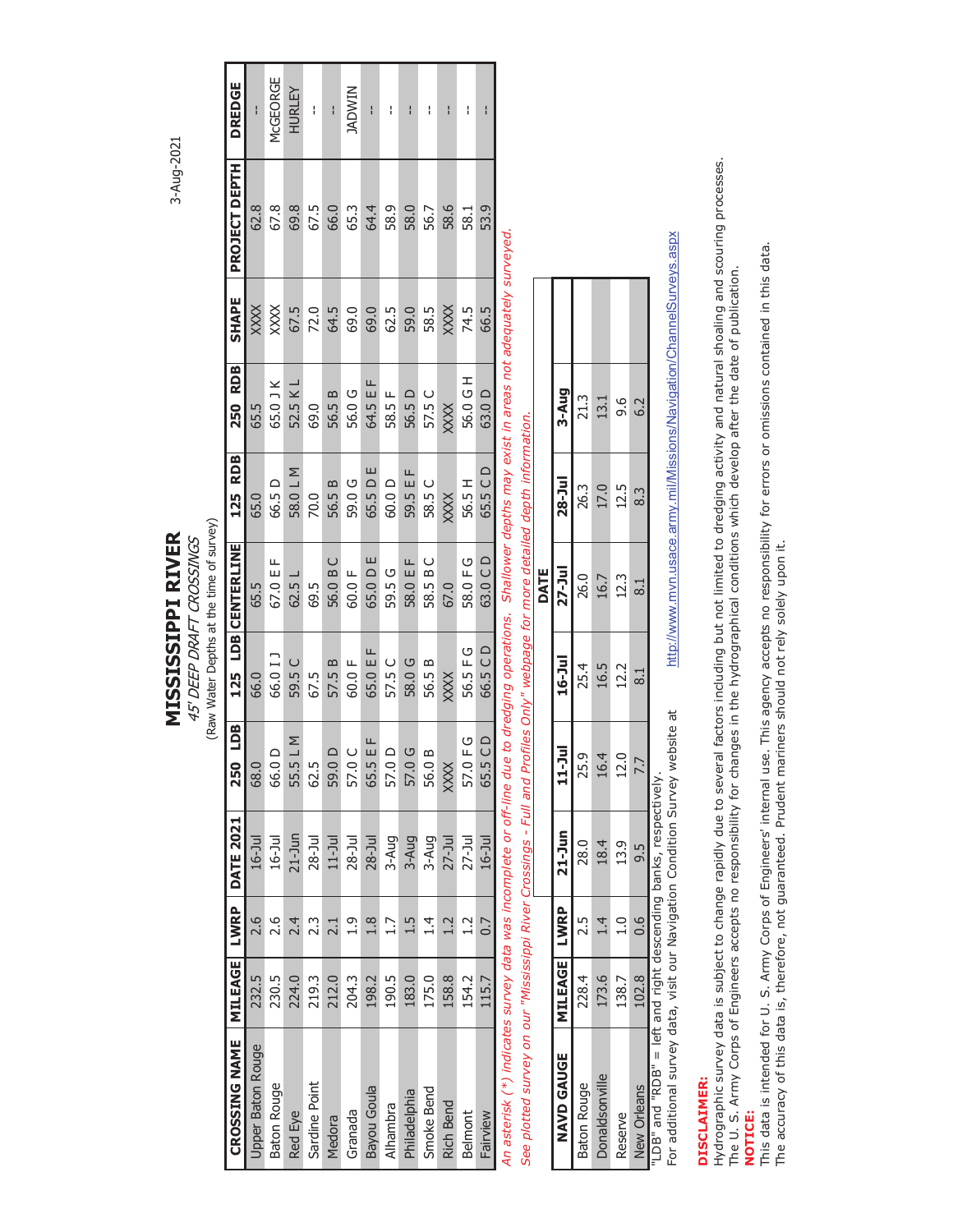3-Aug-2021

# MISSISSIPPI RIVER

*45' DEEP DRAFT CROSSINGS*

(Raw Water Depths at the time of survey)

| CROSSING NAME | MILEAGE | LWRP | DATE 2021 | 250 LDB | 125 LDB | CENTERLINE | 125 RDB | 250 RDB | SHAPE | PROJECT DEPTH | DREDGE |
|---|---|---|---|---|---|---|---|---|---|---|---|
| Upper Baton Rouge | 232.5 | 2.6 | 16-Jul | 68.0 | 66.0 | 65.5 | 65.0 | 65.5 | XXXX | 62.8 | -- |
| Baton Rouge | 230.5 | 2.6 | 16-Jul | 66.0 D | 66.0 I J | 67.0 E F | 66.5 D | 65.0 J K | XXXX | 67.8 | McGEORGE |
| Red Eye | 224.0 | 2.4 | 21-Jun | 55.5 L M | 59.5 C | 62.5 L | 58.0 L M | 52.5 K L | 67.5 | 69.8 | HURLEY |
| Sardine Point | 219.3 | 2.3 | 28-Jul | 62.5 | 67.5 | 69.5 | 70.0 | 69.0 | 72.0 | 67.5 | -- |
| Medora | 212.0 | 2.1 | 11-Jul | 59.0 D | 57.5 B | 56.0 B C | 56.5 B | 56.5 B | 64.5 | 66.0 | -- |
| Granada | 204.3 | 1.9 | 28-Jul | 57.0 C | 60.0 F | 60.0 F | 59.0 G | 56.0 G | 69.0 | 65.3 | JADWIN |
| Bayou Goula | 198.2 | 1.8 | 28-Jul | 65.5 E F | 65.0 E F | 65.0 D E | 65.5 D E | 64.5 E F | 69.0 | 64.4 | -- |
| Alhambra | 190.5 | 1.7 | 3-Aug | 57.0 D | 57.5 C | 59.5 G | 60.0 D | 58.5 F | 62.5 | 58.9 | -- |
| Philadelphia | 183.0 | 1.5 | 3-Aug | 57.0 G | 58.0 G | 58.0 E F | 59.5 E F | 56.5 D | 59.0 | 58.0 | -- |
| Smoke Bend | 175.0 | 1.4 | 3-Aug | 56.0 B | 56.5 B | 58.5 B C | 58.5 C | 57.5 C | 58.5 | 56.7 | -- |
| Rich Bend | 158.8 | 1.2 | 27-Jul | XXXX | XXXX | 67.0 | XXXX | XXXX | XXXX | 58.6 | -- |
| Belmont | 154.2 | 1.2 | 27-Jul | 57.0 F G | 56.5 F G | 58.0 F G | 56.5 H | 56.0 G H | 74.5 | 58.1 | -- |
| Fairview | 115.7 | 0.7 | 16-Jul | 65.5 C D | 66.5 C D | 63.0 C D | 65.5 C D | 63.0 D | 66.5 | 53.9 | -- |

*An asterisk (\*) indicates survey data was incomplete or off-line due to dredging operations. Shallower depths may exist in areas not adequately surveyed.*

*See plotted survey on our "Mississippi River Crossings - Full and Profiles Only" webpage for more detailed depth information.*

| NAVD GAUGE | MILEAGE | LWRP | DATE | | | | |
|---|---|---|---|---|---|---|---|
| | | | 21-Jun | 11-Jul | 16-Jul | 27-Jul | 28-Jul | 3-Aug |
| Baton Rouge | 228.4 | 2.5 | 28.0 | 25.9 | 25.4 | 26.0 | 26.3 | 21.3 |
| Donaldsonville | 173.6 | 1.4 | 18.4 | 16.4 | 16.5 | 16.7 | 17.0 | 13.1 |
| Reserve | 138.7 | 1.0 | 13.9 | 12.0 | 12.2 | 12.3 | 12.5 | 9.6 |
| New Orleans | 102.8 | 0.6 | 9.5 | 7.7 | 8.1 | 8.1 | 8.3 | 6.2 |

"LDB" and "RDB" = left and right descending banks, respectively.

For additional survey data, visit our Navigation Condition Survey website at http://www.mvn.usace.army.mil/Missions/Navigation/ChannelSurveys.aspx

**DISCLAIMER:**

Hydrographic survey data is subject to change rapidly due to several factors including but not limited to dredging activity and natural shoaling and scouring processes. The U. S. Army Corps of Engineers accepts no responsibility for changes in the hydrographical conditions which develop after the date of publication.

**NOTICE:**

This data is intended for U. S. Army Corps of Engineers' internal use. This agency accepts no responsibility for errors or omissions contained in this data. The accuracy of this data is, therefore, not guaranteed. Prudent mariners should not rely solely upon it.